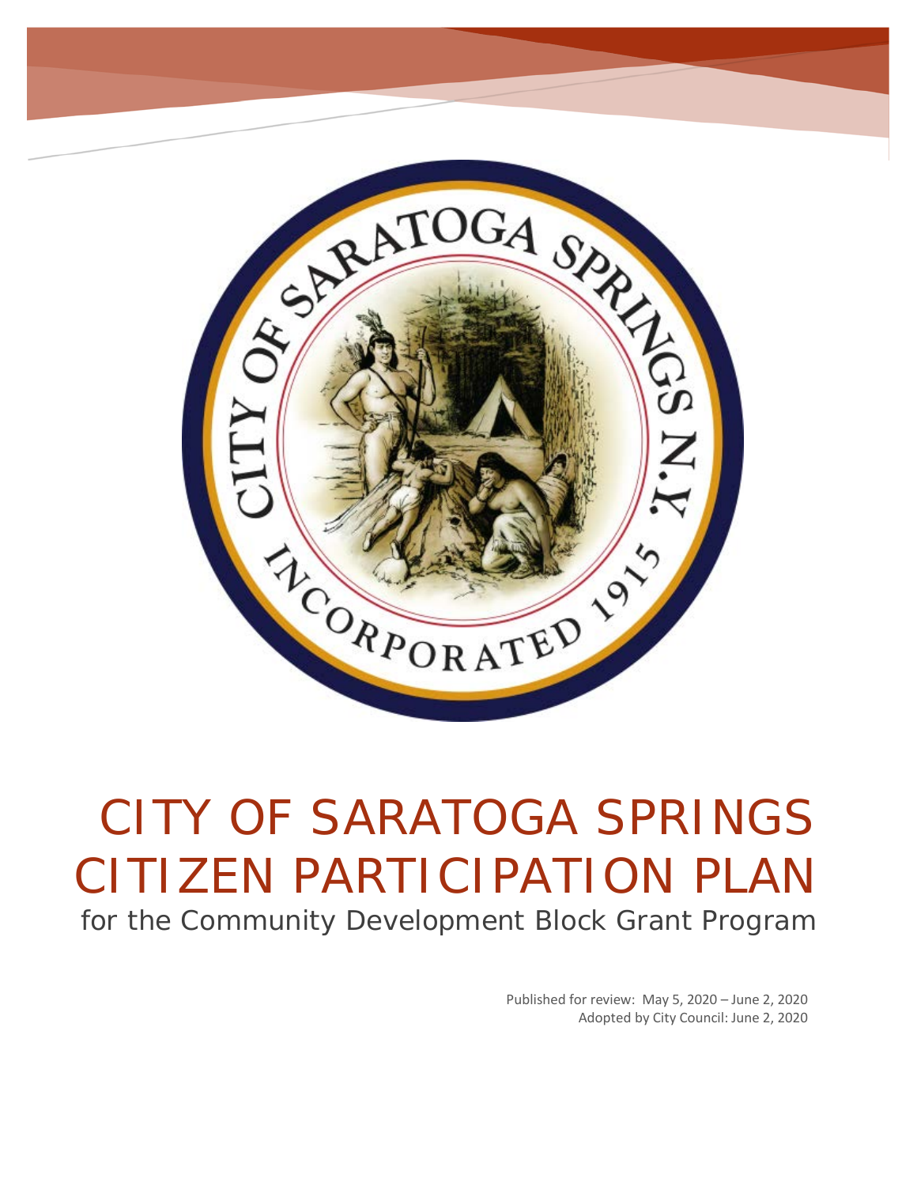# CITY OF SARATOGA SPRINGS CITIZEN PARTICIPATION PLAN

for the Community Development Block Grant Program

Published for review: May 5, 2020 – June 2, 2020
Adopted by City Council: June 2, 2020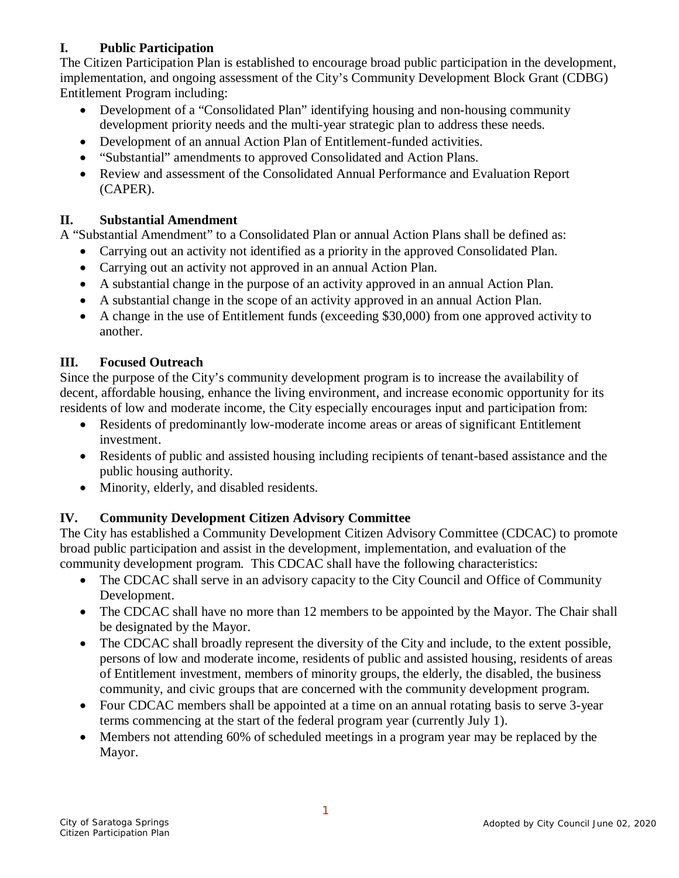## I. Public Participation

The Citizen Participation Plan is established to encourage broad public participation in the development, implementation, and ongoing assessment of the City's Community Development Block Grant (CDBG) Entitlement Program including:

- Development of a "Consolidated Plan" identifying housing and non-housing community development priority needs and the multi-year strategic plan to address these needs.
- Development of an annual Action Plan of Entitlement-funded activities.
- "Substantial" amendments to approved Consolidated and Action Plans.
- Review and assessment of the Consolidated Annual Performance and Evaluation Report (CAPER).

## II. Substantial Amendment

A "Substantial Amendment" to a Consolidated Plan or annual Action Plans shall be defined as:

- Carrying out an activity not identified as a priority in the approved Consolidated Plan.
- Carrying out an activity not approved in an annual Action Plan.
- A substantial change in the purpose of an activity approved in an annual Action Plan.
- A substantial change in the scope of an activity approved in an annual Action Plan.
- A change in the use of Entitlement funds (exceeding $30,000) from one approved activity to another.

## III. Focused Outreach

Since the purpose of the City's community development program is to increase the availability of decent, affordable housing, enhance the living environment, and increase economic opportunity for its residents of low and moderate income, the City especially encourages input and participation from:

- Residents of predominantly low-moderate income areas or areas of significant Entitlement investment.
- Residents of public and assisted housing including recipients of tenant-based assistance and the public housing authority.
- Minority, elderly, and disabled residents.

## IV. Community Development Citizen Advisory Committee

The City has established a Community Development Citizen Advisory Committee (CDCAC) to promote broad public participation and assist in the development, implementation, and evaluation of the community development program. This CDCAC shall have the following characteristics:

- The CDCAC shall serve in an advisory capacity to the City Council and Office of Community Development.
- The CDCAC shall have no more than 12 members to be appointed by the Mayor. The Chair shall be designated by the Mayor.
- The CDCAC shall broadly represent the diversity of the City and include, to the extent possible, persons of low and moderate income, residents of public and assisted housing, residents of areas of Entitlement investment, members of minority groups, the elderly, the disabled, the business community, and civic groups that are concerned with the community development program.
- Four CDCAC members shall be appointed at a time on an annual rotating basis to serve 3-year terms commencing at the start of the federal program year (currently July 1).
- Members not attending 60% of scheduled meetings in a program year may be replaced by the Mayor.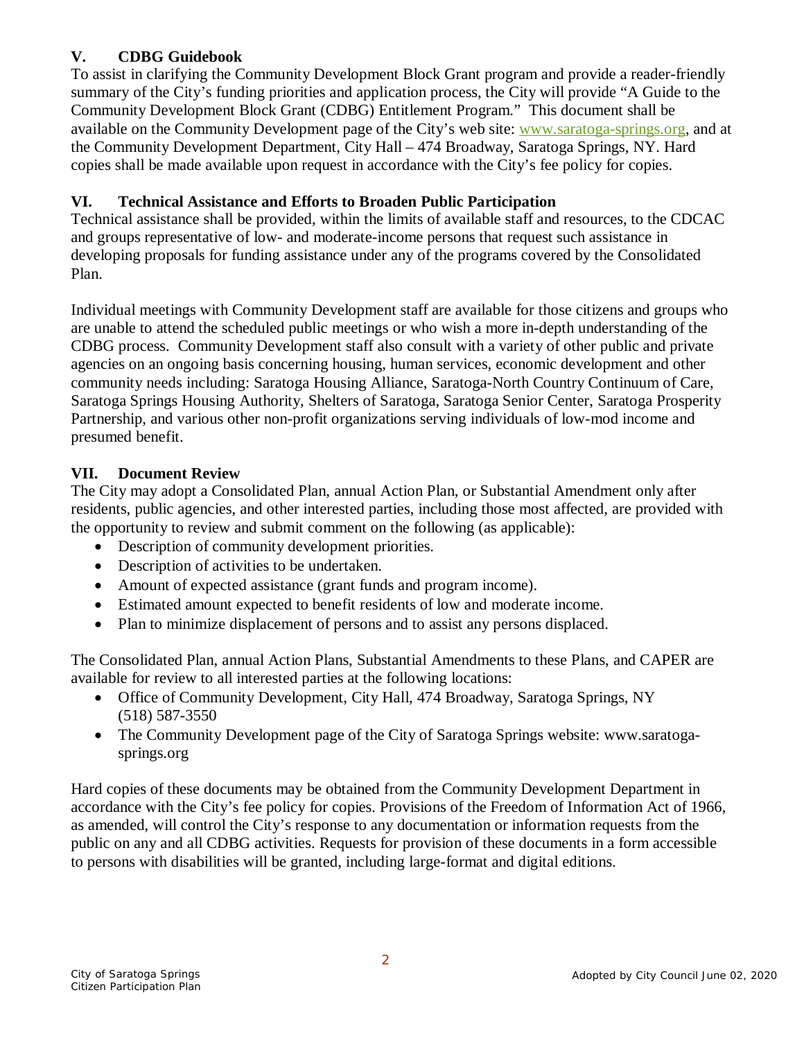## V. CDBG Guidebook

To assist in clarifying the Community Development Block Grant program and provide a reader-friendly summary of the City's funding priorities and application process, the City will provide "A Guide to the Community Development Block Grant (CDBG) Entitlement Program." This document shall be available on the Community Development page of the City's web site: www.saratoga-springs.org, and at the Community Development Department, City Hall – 474 Broadway, Saratoga Springs, NY. Hard copies shall be made available upon request in accordance with the City's fee policy for copies.

## VI. Technical Assistance and Efforts to Broaden Public Participation

Technical assistance shall be provided, within the limits of available staff and resources, to the CDCAC and groups representative of low- and moderate-income persons that request such assistance in developing proposals for funding assistance under any of the programs covered by the Consolidated Plan.

Individual meetings with Community Development staff are available for those citizens and groups who are unable to attend the scheduled public meetings or who wish a more in-depth understanding of the CDBG process. Community Development staff also consult with a variety of other public and private agencies on an ongoing basis concerning housing, human services, economic development and other community needs including: Saratoga Housing Alliance, Saratoga-North Country Continuum of Care, Saratoga Springs Housing Authority, Shelters of Saratoga, Saratoga Senior Center, Saratoga Prosperity Partnership, and various other non-profit organizations serving individuals of low-mod income and presumed benefit.

## VII. Document Review

The City may adopt a Consolidated Plan, annual Action Plan, or Substantial Amendment only after residents, public agencies, and other interested parties, including those most affected, are provided with the opportunity to review and submit comment on the following (as applicable):

- Description of community development priorities.
- Description of activities to be undertaken.
- Amount of expected assistance (grant funds and program income).
- Estimated amount expected to benefit residents of low and moderate income.
- Plan to minimize displacement of persons and to assist any persons displaced.

The Consolidated Plan, annual Action Plans, Substantial Amendments to these Plans, and CAPER are available for review to all interested parties at the following locations:

- Office of Community Development, City Hall, 474 Broadway, Saratoga Springs, NY (518) 587-3550
- The Community Development page of the City of Saratoga Springs website: www.saratoga-springs.org

Hard copies of these documents may be obtained from the Community Development Department in accordance with the City's fee policy for copies. Provisions of the Freedom of Information Act of 1966, as amended, will control the City's response to any documentation or information requests from the public on any and all CDBG activities. Requests for provision of these documents in a form accessible to persons with disabilities will be granted, including large-format and digital editions.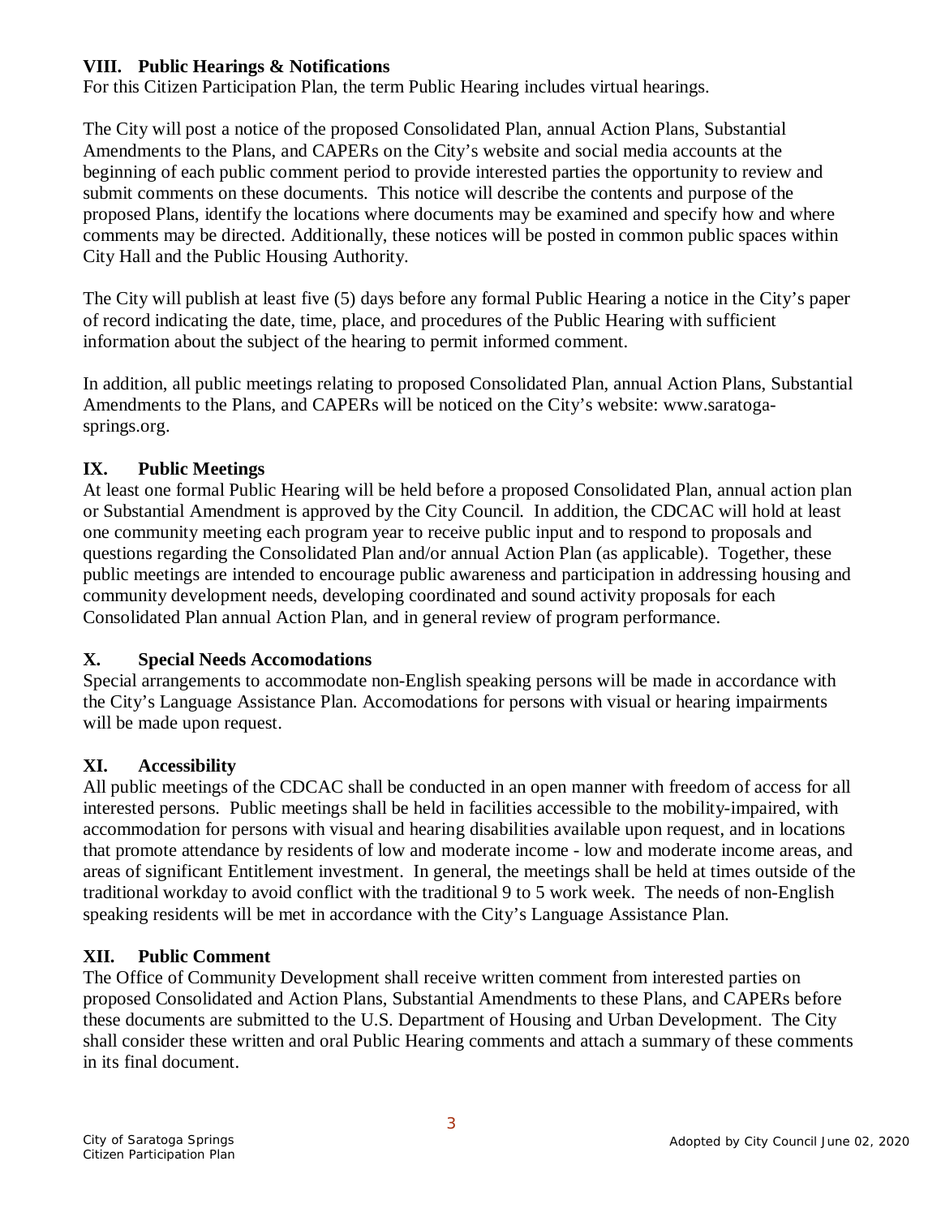## VIII. Public Hearings & Notifications

For this Citizen Participation Plan, the term Public Hearing includes virtual hearings.

The City will post a notice of the proposed Consolidated Plan, annual Action Plans, Substantial Amendments to the Plans, and CAPERs on the City's website and social media accounts at the beginning of each public comment period to provide interested parties the opportunity to review and submit comments on these documents. This notice will describe the contents and purpose of the proposed Plans, identify the locations where documents may be examined and specify how and where comments may be directed. Additionally, these notices will be posted in common public spaces within City Hall and the Public Housing Authority.

The City will publish at least five (5) days before any formal Public Hearing a notice in the City's paper of record indicating the date, time, place, and procedures of the Public Hearing with sufficient information about the subject of the hearing to permit informed comment.

In addition, all public meetings relating to proposed Consolidated Plan, annual Action Plans, Substantial Amendments to the Plans, and CAPERs will be noticed on the City's website: www.saratoga-springs.org.

## IX. Public Meetings

At least one formal Public Hearing will be held before a proposed Consolidated Plan, annual action plan or Substantial Amendment is approved by the City Council. In addition, the CDCAC will hold at least one community meeting each program year to receive public input and to respond to proposals and questions regarding the Consolidated Plan and/or annual Action Plan (as applicable). Together, these public meetings are intended to encourage public awareness and participation in addressing housing and community development needs, developing coordinated and sound activity proposals for each Consolidated Plan annual Action Plan, and in general review of program performance.

## X. Special Needs Accomodations

Special arrangements to accommodate non-English speaking persons will be made in accordance with the City's Language Assistance Plan. Accomodations for persons with visual or hearing impairments will be made upon request.

## XI. Accessibility

All public meetings of the CDCAC shall be conducted in an open manner with freedom of access for all interested persons. Public meetings shall be held in facilities accessible to the mobility-impaired, with accommodation for persons with visual and hearing disabilities available upon request, and in locations that promote attendance by residents of low and moderate income - low and moderate income areas, and areas of significant Entitlement investment. In general, the meetings shall be held at times outside of the traditional workday to avoid conflict with the traditional 9 to 5 work week. The needs of non-English speaking residents will be met in accordance with the City's Language Assistance Plan.

## XII. Public Comment

The Office of Community Development shall receive written comment from interested parties on proposed Consolidated and Action Plans, Substantial Amendments to these Plans, and CAPERs before these documents are submitted to the U.S. Department of Housing and Urban Development. The City shall consider these written and oral Public Hearing comments and attach a summary of these comments in its final document.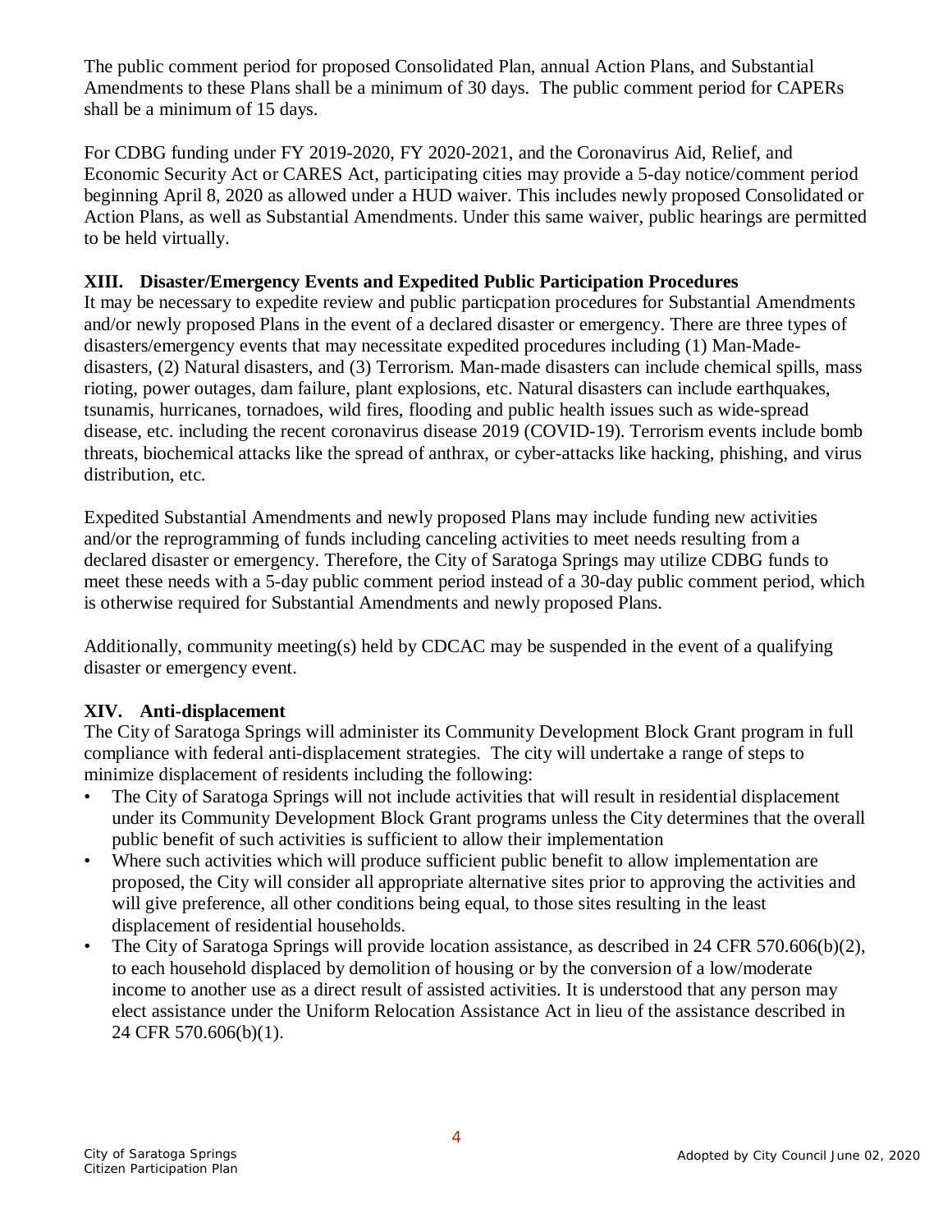The public comment period for proposed Consolidated Plan, annual Action Plans, and Substantial Amendments to these Plans shall be a minimum of 30 days. The public comment period for CAPERs shall be a minimum of 15 days.

For CDBG funding under FY 2019-2020, FY 2020-2021, and the Coronavirus Aid, Relief, and Economic Security Act or CARES Act, participating cities may provide a 5-day notice/comment period beginning April 8, 2020 as allowed under a HUD waiver. This includes newly proposed Consolidated or Action Plans, as well as Substantial Amendments. Under this same waiver, public hearings are permitted to be held virtually.

## XIII. Disaster/Emergency Events and Expedited Public Participation Procedures

It may be necessary to expedite review and public particpation procedures for Substantial Amendments and/or newly proposed Plans in the event of a declared disaster or emergency. There are three types of disasters/emergency events that may necessitate expedited procedures including (1) Man-Made-disasters, (2) Natural disasters, and (3) Terrorism. Man-made disasters can include chemical spills, mass rioting, power outages, dam failure, plant explosions, etc. Natural disasters can include earthquakes, tsunamis, hurricanes, tornadoes, wild fires, flooding and public health issues such as wide-spread disease, etc. including the recent coronavirus disease 2019 (COVID-19). Terrorism events include bomb threats, biochemical attacks like the spread of anthrax, or cyber-attacks like hacking, phishing, and virus distribution, etc.

Expedited Substantial Amendments and newly proposed Plans may include funding new activities and/or the reprogramming of funds including canceling activities to meet needs resulting from a declared disaster or emergency. Therefore, the City of Saratoga Springs may utilize CDBG funds to meet these needs with a 5-day public comment period instead of a 30-day public comment period, which is otherwise required for Substantial Amendments and newly proposed Plans.

Additionally, community meeting(s) held by CDCAC may be suspended in the event of a qualifying disaster or emergency event.

## XIV. Anti-displacement

The City of Saratoga Springs will administer its Community Development Block Grant program in full compliance with federal anti-displacement strategies. The city will undertake a range of steps to minimize displacement of residents including the following:

- The City of Saratoga Springs will not include activities that will result in residential displacement under its Community Development Block Grant programs unless the City determines that the overall public benefit of such activities is sufficient to allow their implementation
- Where such activities which will produce sufficient public benefit to allow implementation are proposed, the City will consider all appropriate alternative sites prior to approving the activities and will give preference, all other conditions being equal, to those sites resulting in the least displacement of residential households.
- The City of Saratoga Springs will provide location assistance, as described in 24 CFR 570.606(b)(2), to each household displaced by demolition of housing or by the conversion of a low/moderate income to another use as a direct result of assisted activities. It is understood that any person may elect assistance under the Uniform Relocation Assistance Act in lieu of the assistance described in 24 CFR 570.606(b)(1).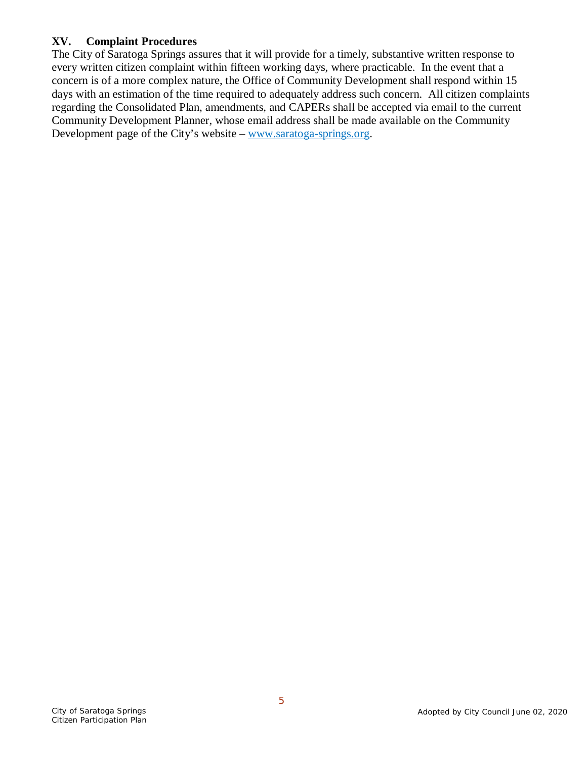## XV. Complaint Procedures

The City of Saratoga Springs assures that it will provide for a timely, substantive written response to every written citizen complaint within fifteen working days, where practicable. In the event that a concern is of a more complex nature, the Office of Community Development shall respond within 15 days with an estimation of the time required to adequately address such concern. All citizen complaints regarding the Consolidated Plan, amendments, and CAPERs shall be accepted via email to the current Community Development Planner, whose email address shall be made available on the Community Development page of the City's website – [www.saratoga-springs.org](http://www.saratoga-springs.org).